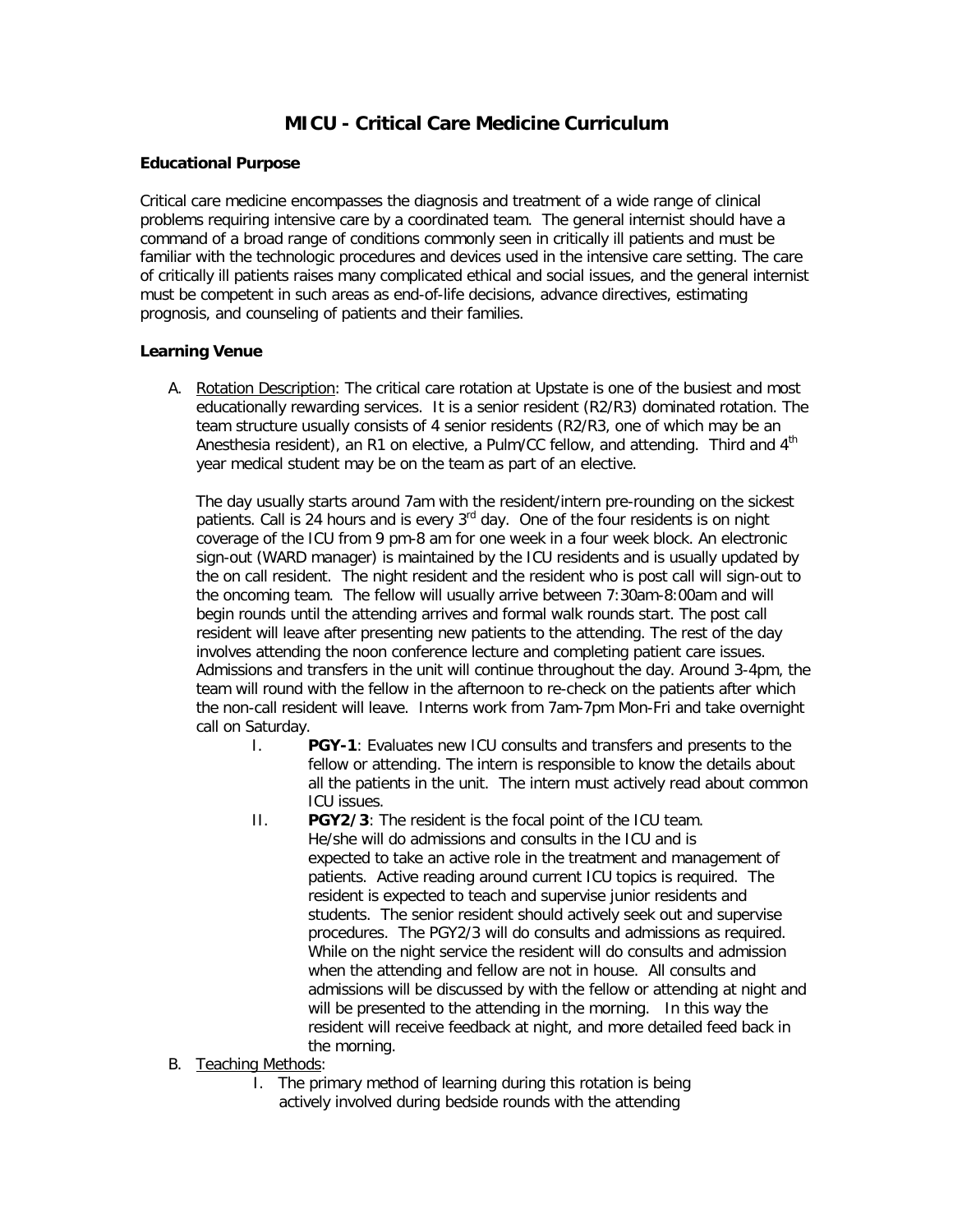# MICU - Critical Care Medicine Curriculum

**Educational Purpose**

Critical care medicine encompasses the diagnosis and treatment of a wide range of clinical problems requiring intensive care by a coordinated team. The general internist should have a command of a broad range of conditions commonly seen in critically ill patients and must be familiar with the technologic procedures and devices used in the intensive care setting. The care of critically ill patients raises many complicated ethical and social issues, and the general internist must be competent in such areas as end-of-life decisions, advance directives, estimating prognosis, and counseling of patients and their families.

**Learning Venue**

A. Rotation Description: The critical care rotation at Upstate is one of the busiest and most educationally rewarding services. It is a senior resident (R2/R3) dominated rotation. The team structure usually consists of 4 senior residents (R2/R3, one of which may be an Anesthesia resident), an R1 on elective, a Pulm/CC fellow, and attending. Third and 4th year medical student may be on the team as part of an elective.

   The day usually starts around 7am with the resident/intern pre-rounding on the sickest patients. Call is 24 hours and is every 3rd day. One of the four residents is on night coverage of the ICU from 9 pm-8 am for one week in a four week block. An electronic sign-out (WARD manager) is maintained by the ICU residents and is usually updated by the on call resident. The night resident and the resident who is post call will sign-out to the oncoming team. The fellow will usually arrive between 7:30am-8:00am and will begin rounds until the attending arrives and formal walk rounds start. The post call resident will leave after presenting new patients to the attending. The rest of the day involves attending the noon conference lecture and completing patient care issues. Admissions and transfers in the unit will continue throughout the day. Around 3-4pm, the team will round with the fellow in the afternoon to re-check on the patients after which the non-call resident will leave. Interns work from 7am-7pm Mon-Fri and take overnight call on Saturday.

   I. **PGY-1**: Evaluates new ICU consults and transfers and presents to the fellow or attending. The intern is responsible to know the details about all the patients in the unit. The intern must actively read about common ICU issues.

   II. **PGY2/3**: The resident is the focal point of the ICU team. He/she will do admissions and consults in the ICU and is expected to take an active role in the treatment and management of patients. Active reading around current ICU topics is required. The resident is expected to teach and supervise junior residents and students. The senior resident should actively seek out and supervise procedures. The PGY2/3 will do consults and admissions as required. While on the night service the resident will do consults and admission when the attending and fellow are not in house. All consults and admissions will be discussed by with the fellow or attending at night and will be presented to the attending in the morning. In this way the resident will receive feedback at night, and more detailed feed back in the morning.

B. Teaching Methods:

   I. The primary method of learning during this rotation is being actively involved during bedside rounds with the attending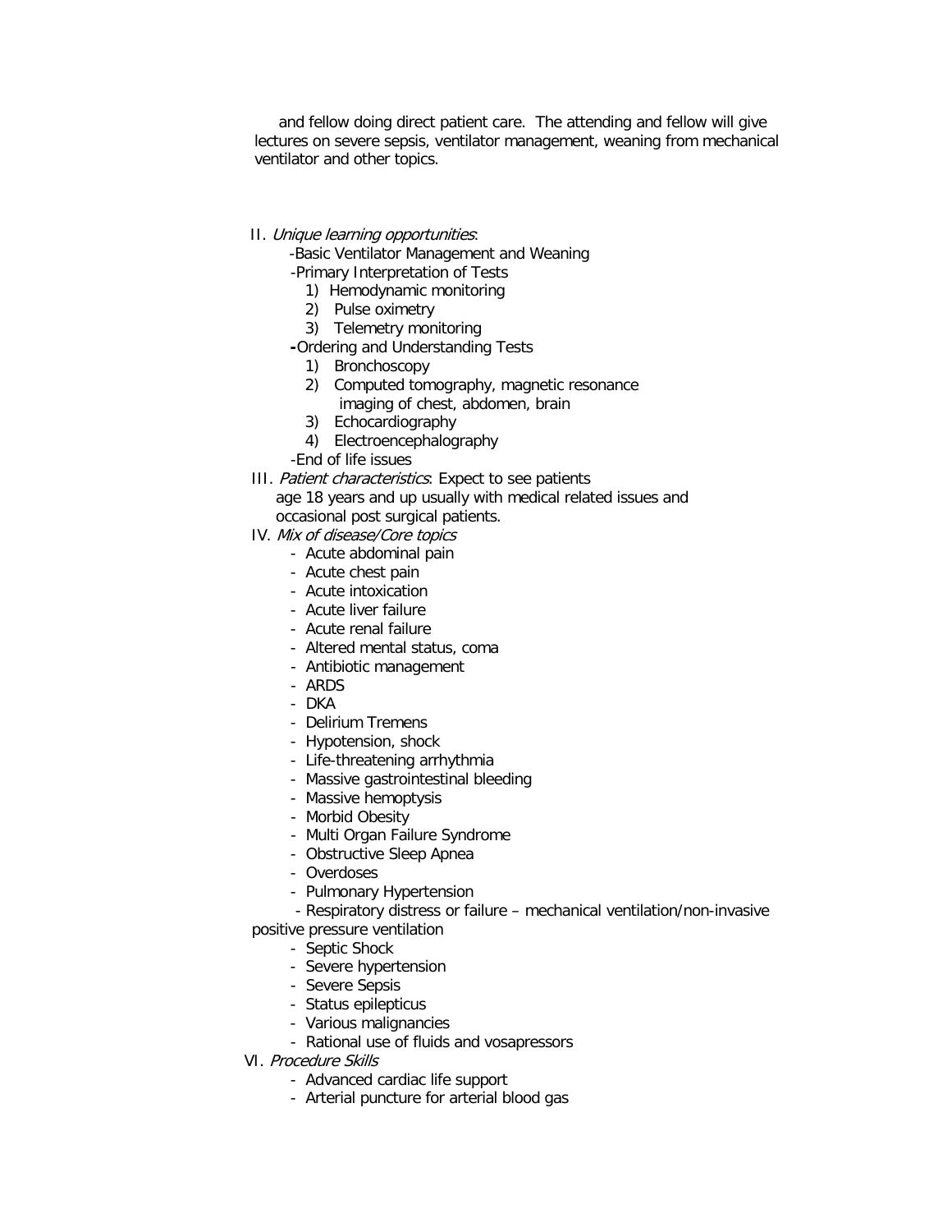and fellow doing direct patient care. The attending and fellow will give lectures on severe sepsis, ventilator management, weaning from mechanical ventilator and other topics.

II. *Unique learning opportunities*:

- Basic Ventilator Management and Weaning
- Primary Interpretation of Tests
  1) Hemodynamic monitoring
  2) Pulse oximetry
  3) Telemetry monitoring
- Ordering and Understanding Tests
  1) Bronchoscopy
  2) Computed tomography, magnetic resonance imaging of chest, abdomen, brain
  3) Echocardiography
  4) Electroencephalography
- End of life issues

III. *Patient characteristics*: Expect to see patients age 18 years and up usually with medical related issues and occasional post surgical patients.

IV. *Mix of disease/Core topics*

- Acute abdominal pain
- Acute chest pain
- Acute intoxication
- Acute liver failure
- Acute renal failure
- Altered mental status, coma
- Antibiotic management
- ARDS
- DKA
- Delirium Tremens
- Hypotension, shock
- Life-threatening arrhythmia
- Massive gastrointestinal bleeding
- Massive hemoptysis
- Morbid Obesity
- Multi Organ Failure Syndrome
- Obstructive Sleep Apnea
- Overdoses
- Pulmonary Hypertension
- Respiratory distress or failure – mechanical ventilation/non-invasive positive pressure ventilation
- Septic Shock
- Severe hypertension
- Severe Sepsis
- Status epilepticus
- Various malignancies
- Rational use of fluids and vosapressors

VI. *Procedure Skills*

- Advanced cardiac life support
- Arterial puncture for arterial blood gas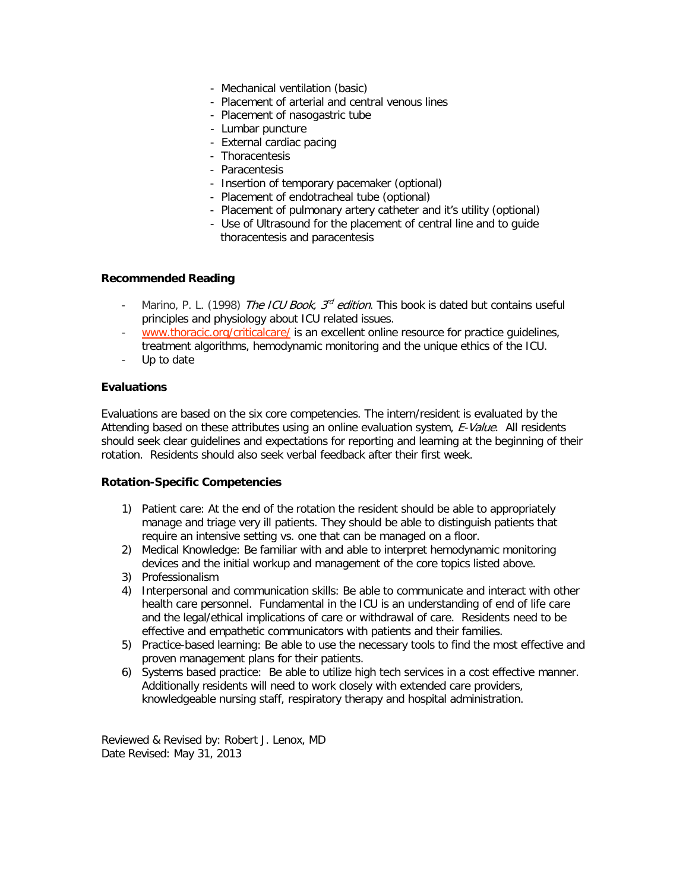- Mechanical ventilation (basic)
- Placement of arterial and central venous lines
- Placement of nasogastric tube
- Lumbar puncture
- External cardiac pacing
- Thoracentesis
- Paracentesis
- Insertion of temporary pacemaker (optional)
- Placement of endotracheal tube (optional)
- Placement of pulmonary artery catheter and it's utility (optional)
- Use of Ultrasound for the placement of central line and to guide thoracentesis and paracentesis

**Recommended Reading**

- Marino, P. L. (1998) *The ICU Book, 3rd edition*. This book is dated but contains useful principles and physiology about ICU related issues.
- [www.thoracic.org/criticalcare/](www.thoracic.org/criticalcare/) is an excellent online resource for practice guidelines, treatment algorithms, hemodynamic monitoring and the unique ethics of the ICU.
- Up to date

**Evaluations**

Evaluations are based on the six core competencies. The intern/resident is evaluated by the Attending based on these attributes using an online evaluation system, *E-Value*. All residents should seek clear guidelines and expectations for reporting and learning at the beginning of their rotation. Residents should also seek verbal feedback after their first week.

**Rotation-Specific Competencies**

1) Patient care: At the end of the rotation the resident should be able to appropriately manage and triage very ill patients. They should be able to distinguish patients that require an intensive setting vs. one that can be managed on a floor.
2) Medical Knowledge: Be familiar with and able to interpret hemodynamic monitoring devices and the initial workup and management of the core topics listed above.
3) Professionalism
4) Interpersonal and communication skills: Be able to communicate and interact with other health care personnel. Fundamental in the ICU is an understanding of end of life care and the legal/ethical implications of care or withdrawal of care. Residents need to be effective and empathetic communicators with patients and their families.
5) Practice-based learning: Be able to use the necessary tools to find the most effective and proven management plans for their patients.
6) Systems based practice: Be able to utilize high tech services in a cost effective manner. Additionally residents will need to work closely with extended care providers, knowledgeable nursing staff, respiratory therapy and hospital administration.

Reviewed & Revised by: Robert J. Lenox, MD
Date Revised: May 31, 2013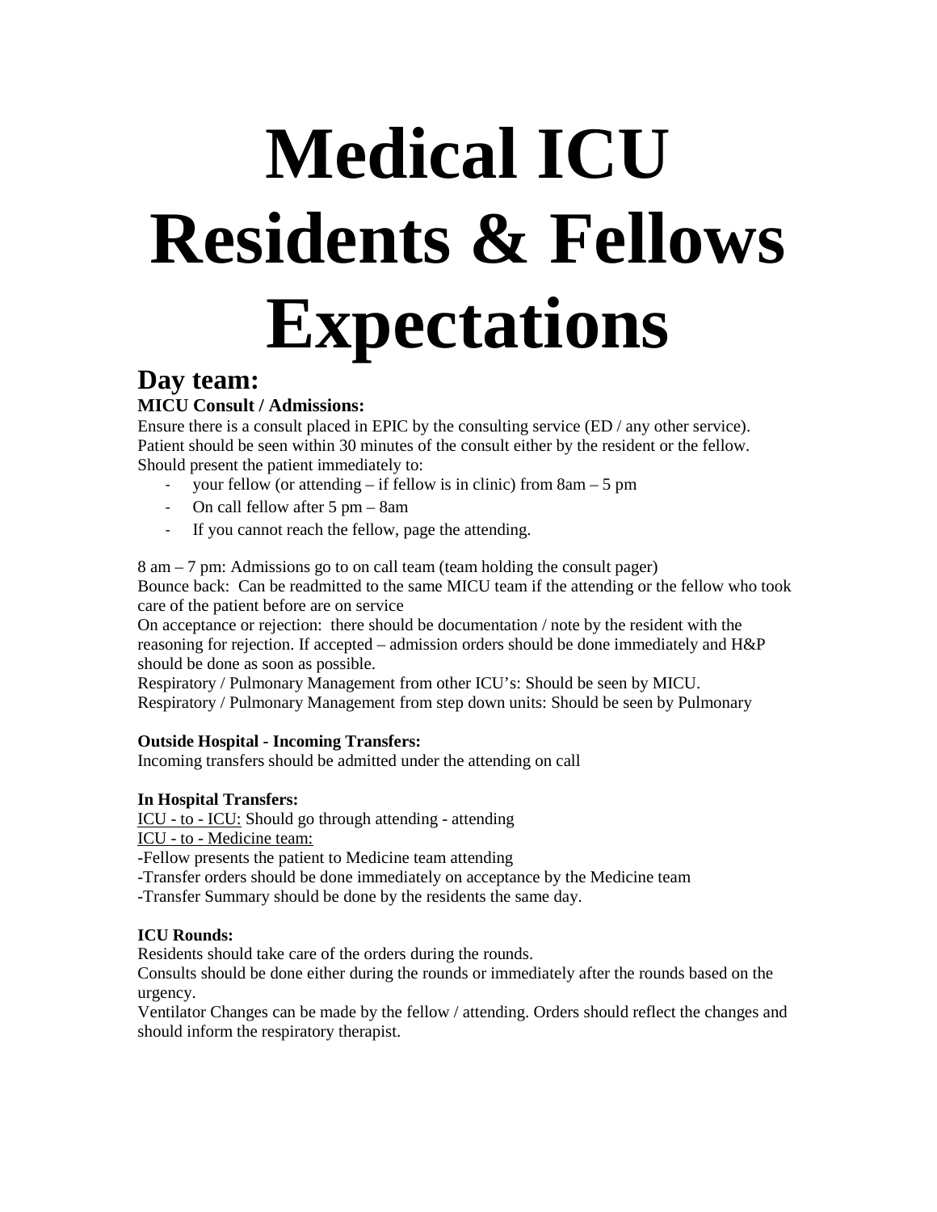# Medical ICU Residents & Fellows Expectations

## Day team:

### MICU Consult / Admissions:

Ensure there is a consult placed in EPIC by the consulting service (ED / any other service).
Patient should be seen within 30 minutes of the consult either by the resident or the fellow.
Should present the patient immediately to:

- your fellow (or attending – if fellow is in clinic) from 8am – 5 pm
- On call fellow after 5 pm – 8am
- If you cannot reach the fellow, page the attending.

8 am – 7 pm: Admissions go to on call team (team holding the consult pager)
Bounce back: Can be readmitted to the same MICU team if the attending or the fellow who took care of the patient before are on service
On acceptance or rejection: there should be documentation / note by the resident with the reasoning for rejection. If accepted – admission orders should be done immediately and H&P should be done as soon as possible.
Respiratory / Pulmonary Management from other ICU's: Should be seen by MICU.
Respiratory / Pulmonary Management from step down units: Should be seen by Pulmonary

**Outside Hospital - Incoming Transfers:**
Incoming transfers should be admitted under the attending on call

**In Hospital Transfers:**
<u>ICU - to - ICU:</u> Should go through attending - attending
<u>ICU - to - Medicine team:</u>
-Fellow presents the patient to Medicine team attending
-Transfer orders should be done immediately on acceptance by the Medicine team
-Transfer Summary should be done by the residents the same day.

**ICU Rounds:**
Residents should take care of the orders during the rounds.
Consults should be done either during the rounds or immediately after the rounds based on the urgency.
Ventilator Changes can be made by the fellow / attending. Orders should reflect the changes and should inform the respiratory therapist.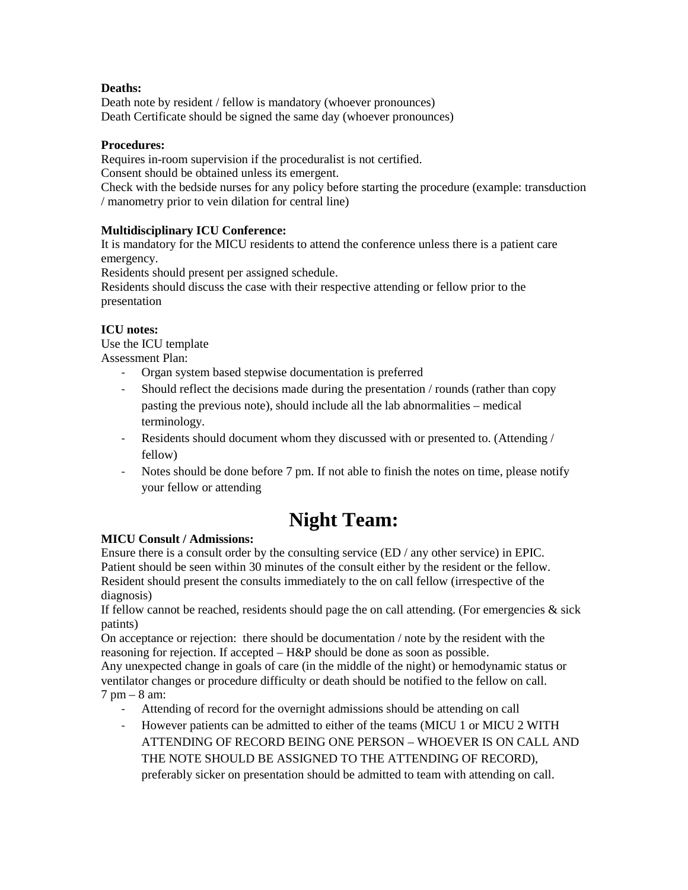**Deaths:**
Death note by resident / fellow is mandatory (whoever pronounces)
Death Certificate should be signed the same day (whoever pronounces)

**Procedures:**
Requires in-room supervision if the proceduralist is not certified.
Consent should be obtained unless its emergent.
Check with the bedside nurses for any policy before starting the procedure (example: transduction / manometry prior to vein dilation for central line)

**Multidisciplinary ICU Conference:**
It is mandatory for the MICU residents to attend the conference unless there is a patient care emergency.
Residents should present per assigned schedule.
Residents should discuss the case with their respective attending or fellow prior to the presentation

**ICU notes:**
Use the ICU template
Assessment Plan:

- Organ system based stepwise documentation is preferred
- Should reflect the decisions made during the presentation / rounds (rather than copy pasting the previous note), should include all the lab abnormalities – medical terminology.
- Residents should document whom they discussed with or presented to. (Attending / fellow)
- Notes should be done before 7 pm. If not able to finish the notes on time, please notify your fellow or attending

# Night Team:

**MICU Consult / Admissions:**
Ensure there is a consult order by the consulting service (ED / any other service) in EPIC.
Patient should be seen within 30 minutes of the consult either by the resident or the fellow.
Resident should present the consults immediately to the on call fellow (irrespective of the diagnosis)
If fellow cannot be reached, residents should page the on call attending. (For emergencies & sick patints)
On acceptance or rejection: there should be documentation / note by the resident with the reasoning for rejection. If accepted – H&P should be done as soon as possible.
Any unexpected change in goals of care (in the middle of the night) or hemodynamic status or ventilator changes or procedure difficulty or death should be notified to the fellow on call.
7 pm – 8 am:

- Attending of record for the overnight admissions should be attending on call
- However patients can be admitted to either of the teams (MICU 1 or MICU 2 WITH ATTENDING OF RECORD BEING ONE PERSON – WHOEVER IS ON CALL AND THE NOTE SHOULD BE ASSIGNED TO THE ATTENDING OF RECORD), preferably sicker on presentation should be admitted to team with attending on call.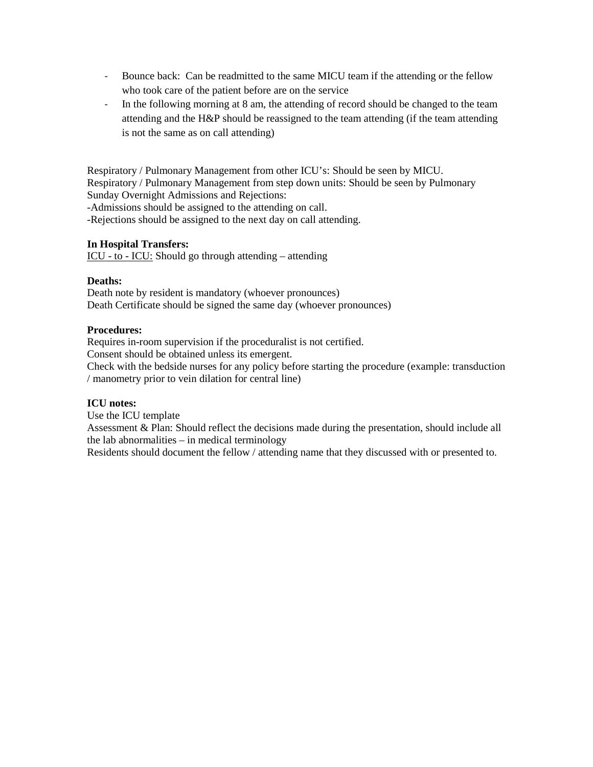- Bounce back: Can be readmitted to the same MICU team if the attending or the fellow who took care of the patient before are on the service
- In the following morning at 8 am, the attending of record should be changed to the team attending and the H&P should be reassigned to the team attending (if the team attending is not the same as on call attending)

Respiratory / Pulmonary Management from other ICU's: Should be seen by MICU.
Respiratory / Pulmonary Management from step down units: Should be seen by Pulmonary
Sunday Overnight Admissions and Rejections:
-Admissions should be assigned to the attending on call.
-Rejections should be assigned to the next day on call attending.

**In Hospital Transfers:**
ICU - to - ICU: Should go through attending – attending

**Deaths:**
Death note by resident is mandatory (whoever pronounces)
Death Certificate should be signed the same day (whoever pronounces)

**Procedures:**
Requires in-room supervision if the proceduralist is not certified.
Consent should be obtained unless its emergent.
Check with the bedside nurses for any policy before starting the procedure (example: transduction / manometry prior to vein dilation for central line)

**ICU notes:**
Use the ICU template
Assessment & Plan: Should reflect the decisions made during the presentation, should include all the lab abnormalities – in medical terminology
Residents should document the fellow / attending name that they discussed with or presented to.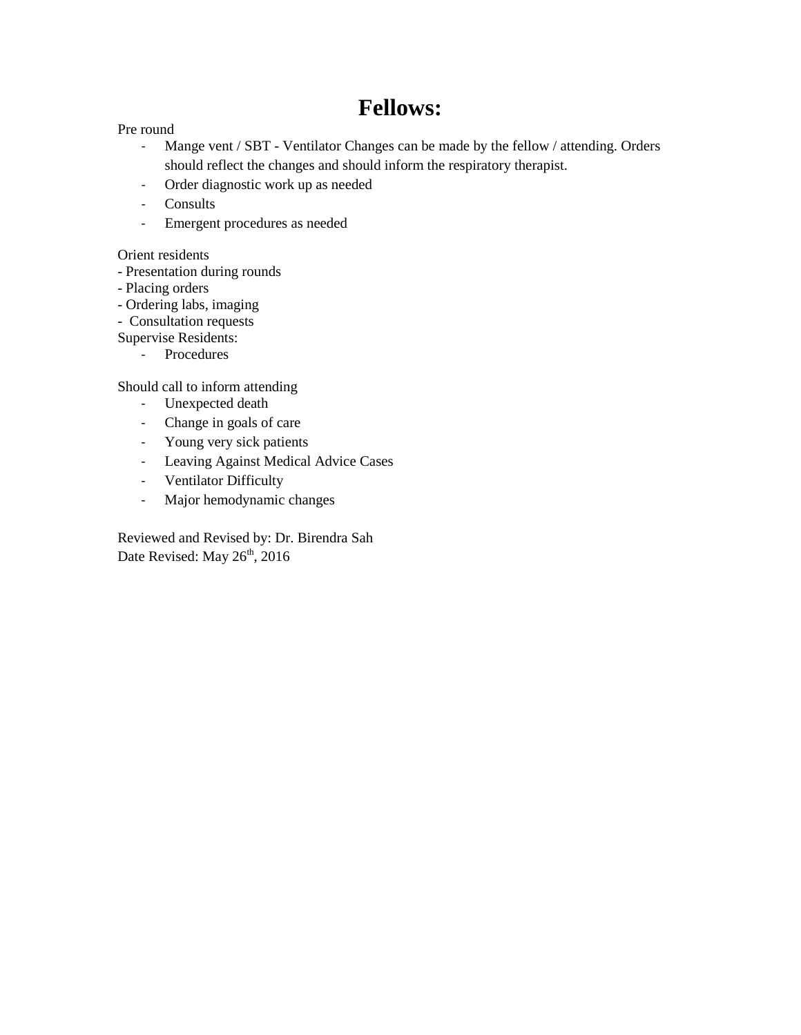# Fellows:

Pre round

- Mange vent / SBT - Ventilator Changes can be made by the fellow / attending. Orders should reflect the changes and should inform the respiratory therapist.
- Order diagnostic work up as needed
- Consults
- Emergent procedures as needed

Orient residents

- Presentation during rounds
- Placing orders
- Ordering labs, imaging
- Consultation requests

Supervise Residents:

- Procedures

Should call to inform attending

- Unexpected death
- Change in goals of care
- Young very sick patients
- Leaving Against Medical Advice Cases
- Ventilator Difficulty
- Major hemodynamic changes

Reviewed and Revised by: Dr. Birendra Sah
Date Revised: May 26th, 2016